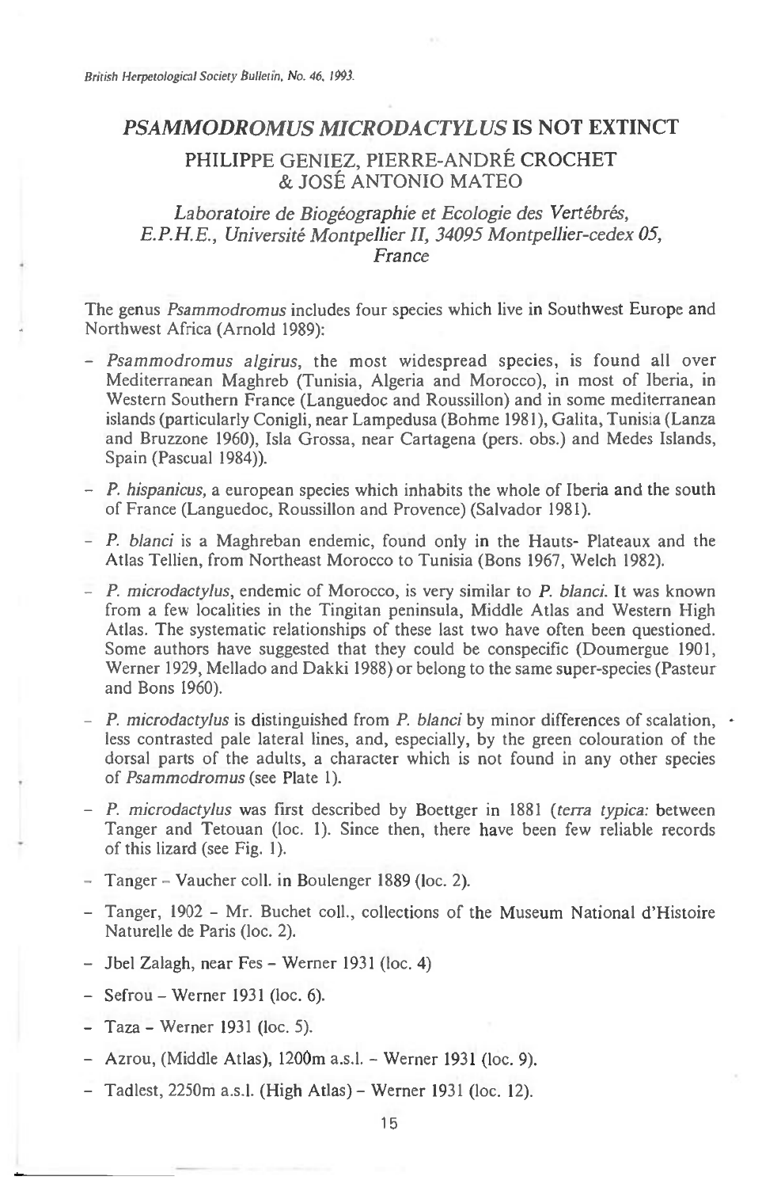# *PSAMMODROMUS MICRODACTYLUS* IS NOT EXTINCT

## PHILIPPE GENIEZ, PIERRE-ANDRÉ CROCHET & JOSÉ ANTONIO MATEO

*Laboratoire de Biogéographie et Ecologie des Vertébrés, E.P.H.E., Université Montpellier II, 34095 Montpellier-cedex 05, France*

The genus *Psammodromus* includes four species which live in Southwest Europe and Northwest Africa (Arnold 1989):

- *Psammodromus algirus*, the most widespread species, is found all over Mediterranean Maghreb (Tunisia, Algeria and Morocco), in most of Iberia, in Western Southern France (Languedoc and Roussillon) and in some mediterranean islands (particularly Conigli, near Lampedusa (Bohme 1981), Galita, Tunisia (Lanza and Bruzzone 1960), Isla Grossa, near Cartagena (pers. obs.) and Medes Islands, Spain (Pascual 1984)).
- *P. hispanicus*, a european species which inhabits the whole of Iberia and the south of France (Languedoc, Roussillon and Provence) (Salvador 1981).
- *P. blanci* is a Maghreban endemic, found only in the Hauts- Plateaux and the Atlas Tellien, from Northeast Morocco to Tunisia (Bons 1967, Welch 1982).
- *P. microdactylus*, endemic of Morocco, is very similar to *P. blanci*. It was known from a few localities in the Tingitan peninsula, Middle Atlas and Western High Atlas. The systematic relationships of these last two have often been questioned. Some authors have suggested that they could be conspecific (Doumergue 1901, Werner 1929, Mellado and Dakki 1988) or belong to the same super-species (Pasteur and Bons 1960).
- *P. microdactylus* is distinguished from *P. blanci* by minor differences of scalation, less contrasted pale lateral lines, and, especially, by the green colouration of the dorsal parts of the adults, a character which is not found in any other species of *Psammodromus* (see Plate 1).
- *P. microdactylus* was first described by Boettger in 1881 (*terra typica:* between Tanger and Tetouan (loc. 1). Since then, there have been few reliable records of this lizard (see Fig. 1).
- Tanger – Vaucher coll. in Boulenger 1889 (loc. 2).
- Tanger, 1902 - Mr. Buchet coll., collections of the Museum National d'Histoire Naturelle de Paris (loc. 2).
- Jbel Zalagh, near Fes – Werner 1931 (loc. 4)
- Sefrou – Werner 1931 (loc. 6).
- Taza – Werner 1931 (loc. 5).
- Azrou, (Middle Atlas), 1200m a.s.l. – Werner 1931 (loc. 9).
- Tadlest, 2250m a.s.l. (High Atlas) – Werner 1931 (loc. 12).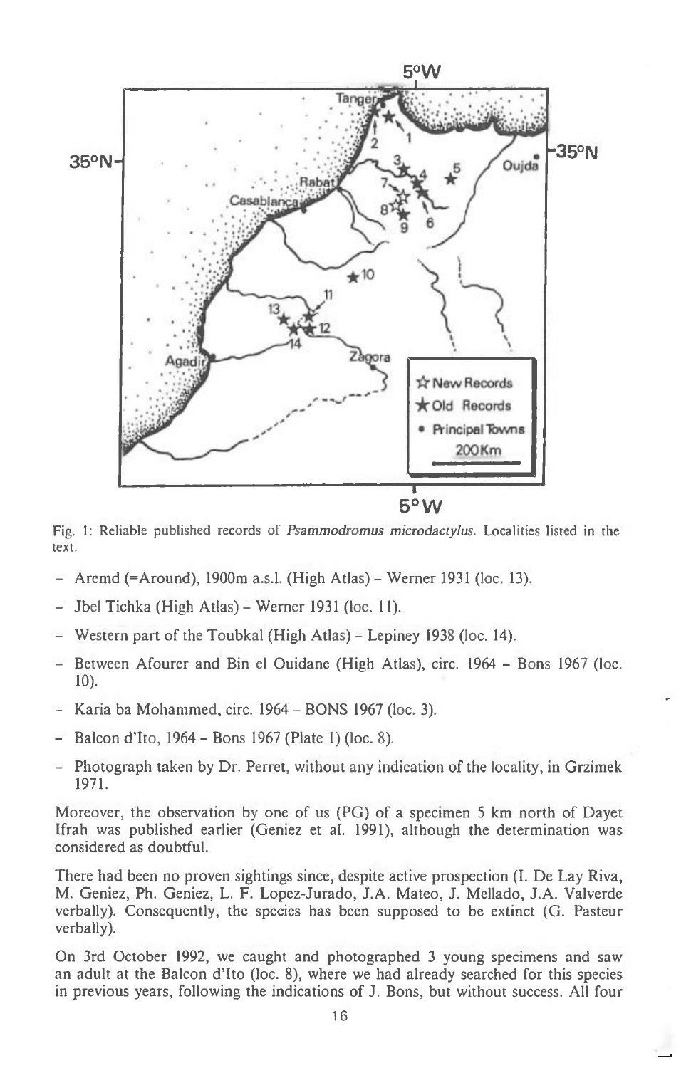Fig. 1: Reliable published records of *Psammodromus microdactylus*. Localities listed in the text.

- Aremd (=Around), 1900m a.s.l. (High Atlas) – Werner 1931 (loc. 13).
- Jbel Tichka (High Atlas) – Werner 1931 (loc. 11).
- Western part of the Toubkal (High Atlas) – Lepiney 1938 (loc. 14).
- Between Afourer and Bin el Ouidane (High Atlas), circ. 1964 – Bons 1967 (loc. 10).
- Karia ba Mohammed, circ. 1964 – BONS 1967 (loc. 3).
- Balcon d'Ito, 1964 – Bons 1967 (Plate 1) (loc. 8).
- Photograph taken by Dr. Perret, without any indication of the locality, in Grzimek 1971.

Moreover, the observation by one of us (PG) of a specimen 5 km north of Dayet Ifrah was published earlier (Geniez et al. 1991), although the determination was considered as doubtful.

There had been no proven sightings since, despite active prospection (I. De Lay Riva, M. Geniez, Ph. Geniez, L. F. Lopez-Jurado, J.A. Mateo, J. Mellado, J.A. Valverde verbally). Consequently, the species has been supposed to be extinct (G. Pasteur verbally).

On 3rd October 1992, we caught and photographed 3 young specimens and saw an adult at the Balcon d'Ito (loc. 8), where we had already searched for this species in previous years, following the indications of J. Bons, but without success. All four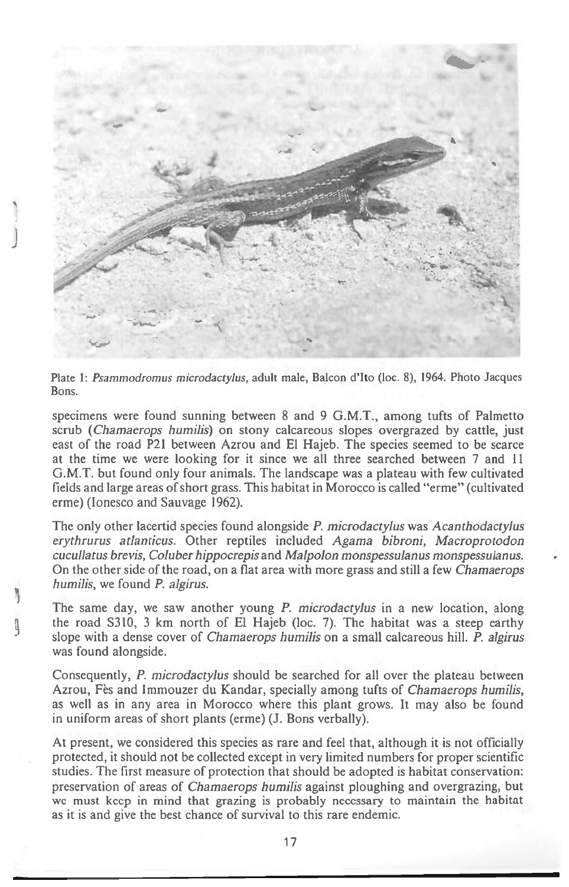Plate 1: *Psammodromus microdactylus*, adult male, Balcon d'Ito (loc. 8), 1964. Photo Jacques Bons.

specimens were found sunning between 8 and 9 G.M.T., among tufts of Palmetto scrub (*Chamaerops humilis*) on stony calcareous slopes overgrazed by cattle, just east of the road P21 between Azrou and El Hajeb. The species seemed to be scarce at the time we were looking for it since we all three searched between 7 and 11 G.M.T. but found only four animals. The landscape was a plateau with few cultivated fields and large areas of short grass. This habitat in Morocco is called "erme" (cultivated erme) (Ionesco and Sauvage 1962).

The only other lacertid species found alongside *P. microdactylus* was *Acanthodactylus erythrurus atlanticus*. Other reptiles included *Agama bibroni*, *Macroprotodon cucullatus brevis*, *Coluber hippocrepis* and *Malpolon monspessulanus monspessulanus*. On the other side of the road, on a flat area with more grass and still a few *Chamaerops humilis*, we found *P. algirus*.

The same day, we saw another young *P. microdactylus* in a new location, along the road S310, 3 km north of El Hajeb (loc. 7). The habitat was a steep earthy slope with a dense cover of *Chamaerops humilis* on a small calcareous hill. *P. algirus* was found alongside.

Consequently, *P. microdactylus* should be searched for all over the plateau between Azrou, Fès and Immouzer du Kandar, specially among tufts of *Chamaerops humilis*, as well as in any area in Morocco where this plant grows. It may also be found in uniform areas of short plants (erme) (J. Bons verbally).

At present, we considered this species as rare and feel that, although it is not officially protected, it should not be collected except in very limited numbers for proper scientific studies. The first measure of protection that should be adopted is habitat conservation: preservation of areas of *Chamaerops humilis* against ploughing and overgrazing, but we must keep in mind that grazing is probably necessary to maintain the habitat as it is and give the best chance of survival to this rare endemic.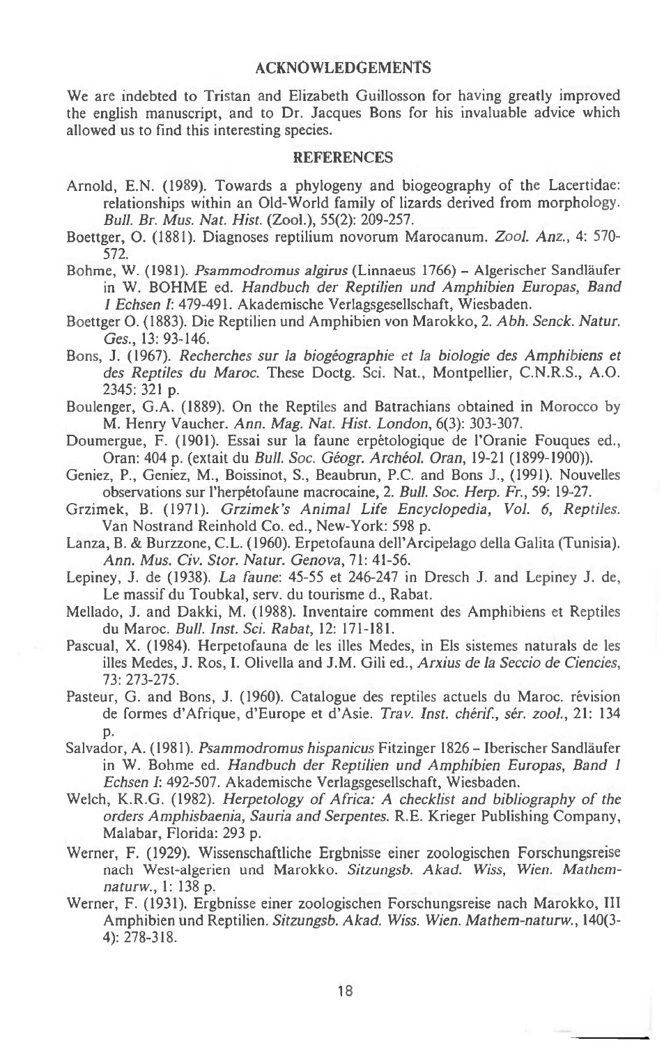## ACKNOWLEDGEMENTS

We are indebted to Tristan and Elizabeth Guillosson for having greatly improved the english manuscript, and to Dr. Jacques Bons for his invaluable advice which allowed us to find this interesting species.

## REFERENCES

Arnold, E.N. (1989). Towards a phylogeny and biogeography of the Lacertidae: relationships within an Old-World family of lizards derived from morphology. *Bull. Br. Mus. Nat. Hist.* (Zool.), 55(2): 209-257.

Boettger, O. (1881). Diagnoses reptilium novorum Marocanum. *Zool. Anz.*, 4: 570-572.

Bohme, W. (1981). *Psammodromus algirus* (Linnaeus 1766) – Algerischer Sandläufer in W. BOHME ed. *Handbuch der Reptilien und Amphibien Europas, Band I Echsen I*: 479-491. Akademische Verlagsgesellschaft, Wiesbaden.

Boettger O. (1883). Die Reptilien und Amphibien von Marokko, 2. *Abh. Senck. Natur. Ges.*, 13: 93-146.

Bons, J. (1967). *Recherches sur la biogéographie et la biologie des Amphibiens et des Reptiles du Maroc.* These Doctg. Sci. Nat., Montpellier, C.N.R.S., A.O. 2345: 321 p.

Boulenger, G.A. (1889). On the Reptiles and Batrachians obtained in Morocco by M. Henry Vaucher. *Ann. Mag. Nat. Hist. London*, 6(3): 303-307.

Doumergue, F. (1901). Essai sur la faune erpétologique de l'Oranie Fouques ed., Oran: 404 p. (extait du *Bull. Soc. Géogr. Archéol. Oran*, 19-21 (1899-1900)).

Geniez, P., Geniez, M., Boissinot, S., Beaubrun, P.C. and Bons J., (1991). Nouvelles observations sur l'herpétofaune macrocaine, 2. *Bull. Soc. Herp. Fr.*, 59: 19-27.

Grzimek, B. (1971). *Grzimek's Animal Life Encyclopedia, Vol. 6, Reptiles.* Van Nostrand Reinhold Co. ed., New-York: 598 p.

Lanza, B. & Burzzone, C.L. (1960). Erpetofauna dell'Arcipelago della Galita (Tunisia). *Ann. Mus. Civ. Stor. Natur. Genova*, 71: 41-56.

Lepiney, J. de (1938). *La faune*: 45-55 et 246-247 in Dresch J. and Lepiney J. de, Le massif du Toubkal, serv. du tourisme d., Rabat.

Mellado, J. and Dakki, M. (1988). Inventaire comment des Amphibiens et Reptiles du Maroc. *Bull. Inst. Sci. Rabat*, 12: 171-181.

Pascual, X. (1984). Herpetofauna de les illes Medes, in Els sistemes naturals de les illes Medes, J. Ros, I. Olivella and J.M. Gili ed., *Arxius de la Seccio de Ciencies*, 73: 273-275.

Pasteur, G. and Bons, J. (1960). Catalogue des reptiles actuels du Maroc. révision de formes d'Afrique, d'Europe et d'Asie. *Trav. Inst. chérif., sér. zool.*, 21: 134 p.

Salvador, A. (1981). *Psammodromus hispanicus* Fitzinger 1826 – Iberischer Sandläufer in W. Bohme ed. *Handbuch der Reptilien und Amphibien Europas, Band 1 Echsen I*: 492-507. Akademische Verlagsgesellschaft, Wiesbaden.

Welch, K.R.G. (1982). *Herpetology of Africa: A checklist and bibliography of the orders Amphisbaenia, Sauria and Serpentes.* R.E. Krieger Publishing Company, Malabar, Florida: 293 p.

Werner, F. (1929). Wissenschaftliche Ergbnisse einer zoologischen Forschungsreise nach West-algerien und Marokko. *Sitzungsb. Akad. Wiss, Wien. Mathem-naturw.*, 1: 138 p.

Werner, F. (1931). Ergbnisse einer zoologischen Forschungsreise nach Marokko, III Amphibien und Reptilien. *Sitzungsb. Akad. Wiss. Wien. Mathem-naturw.*, 140(3-4): 278-318.